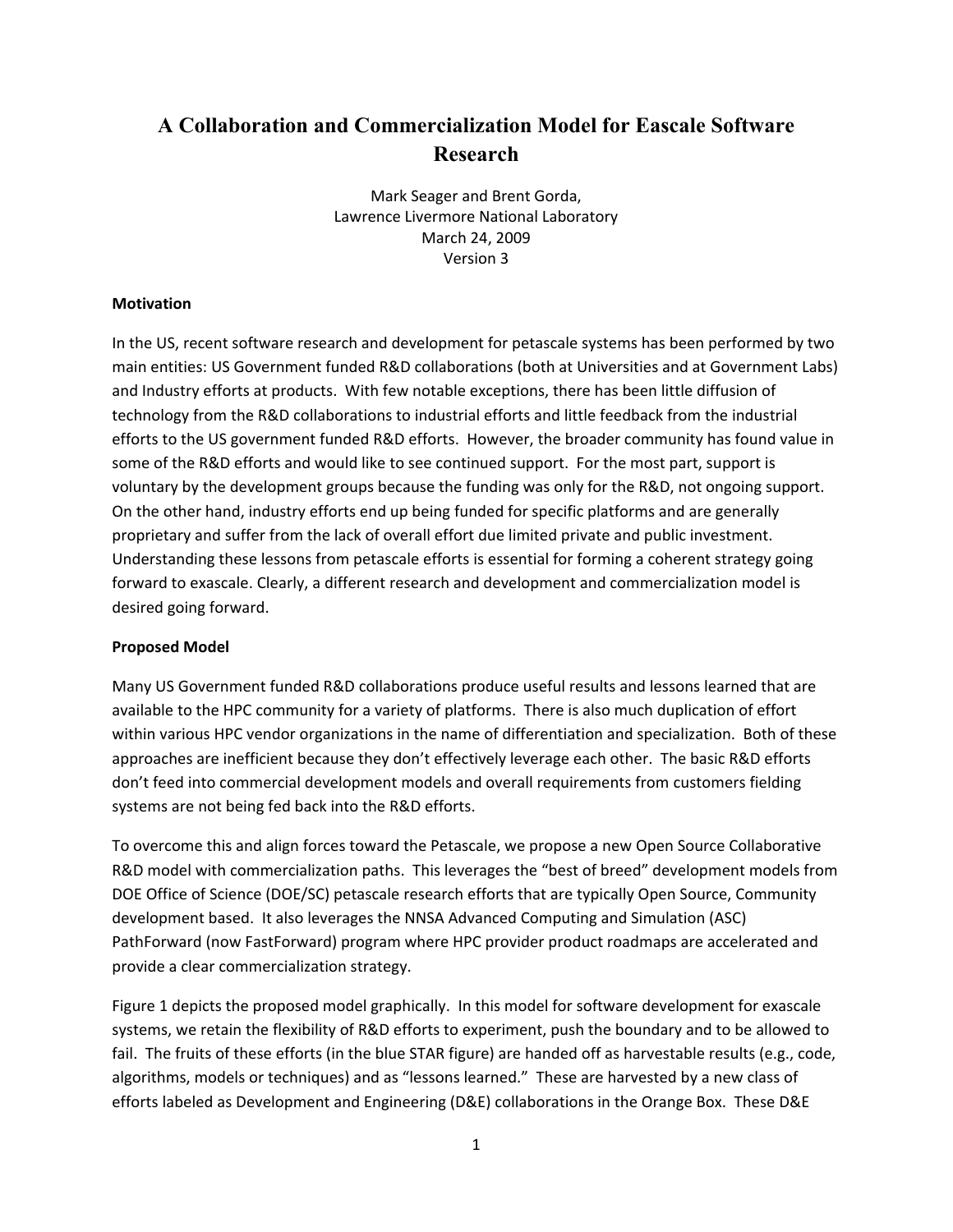# A Collaboration and Commercialization Model for Eascale Software Research

Mark Seager and Brent Gorda,
Lawrence Livermore National Laboratory
March 24, 2009
Version 3

**Motivation**

In the US, recent software research and development for petascale systems has been performed by two main entities: US Government funded R&D collaborations (both at Universities and at Government Labs) and Industry efforts at products. With few notable exceptions, there has been little diffusion of technology from the R&D collaborations to industrial efforts and little feedback from the industrial efforts to the US government funded R&D efforts. However, the broader community has found value in some of the R&D efforts and would like to see continued support. For the most part, support is voluntary by the development groups because the funding was only for the R&D, not ongoing support. On the other hand, industry efforts end up being funded for specific platforms and are generally proprietary and suffer from the lack of overall effort due limited private and public investment. Understanding these lessons from petascale efforts is essential for forming a coherent strategy going forward to exascale. Clearly, a different research and development and commercialization model is desired going forward.

**Proposed Model**

Many US Government funded R&D collaborations produce useful results and lessons learned that are available to the HPC community for a variety of platforms. There is also much duplication of effort within various HPC vendor organizations in the name of differentiation and specialization. Both of these approaches are inefficient because they don't effectively leverage each other. The basic R&D efforts don't feed into commercial development models and overall requirements from customers fielding systems are not being fed back into the R&D efforts.

To overcome this and align forces toward the Petascale, we propose a new Open Source Collaborative R&D model with commercialization paths. This leverages the "best of breed" development models from DOE Office of Science (DOE/SC) petascale research efforts that are typically Open Source, Community development based. It also leverages the NNSA Advanced Computing and Simulation (ASC) PathForward (now FastForward) program where HPC provider product roadmaps are accelerated and provide a clear commercialization strategy.

Figure 1 depicts the proposed model graphically. In this model for software development for exascale systems, we retain the flexibility of R&D efforts to experiment, push the boundary and to be allowed to fail. The fruits of these efforts (in the blue STAR figure) are handed off as harvestable results (e.g., code, algorithms, models or techniques) and as "lessons learned." These are harvested by a new class of efforts labeled as Development and Engineering (D&E) collaborations in the Orange Box. These D&E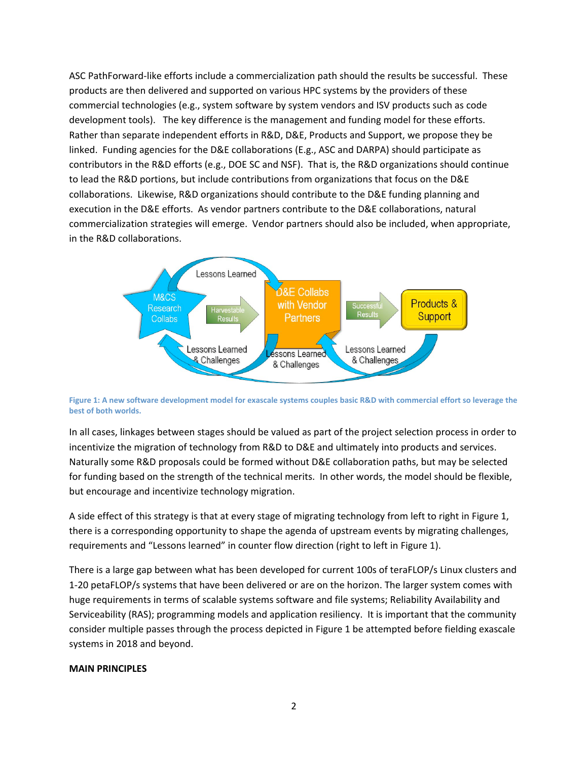ASC PathForward-like efforts include a commercialization path should the results be successful. These products are then delivered and supported on various HPC systems by the providers of these commercial technologies (e.g., system software by system vendors and ISV products such as code development tools). The key difference is the management and funding model for these efforts. Rather than separate independent efforts in R&D, D&E, Products and Support, we propose they be linked. Funding agencies for the D&E collaborations (E.g., ASC and DARPA) should participate as contributors in the R&D efforts (e.g., DOE SC and NSF). That is, the R&D organizations should continue to lead the R&D portions, but include contributions from organizations that focus on the D&E collaborations. Likewise, R&D organizations should contribute to the D&E funding planning and execution in the D&E efforts. As vendor partners contribute to the D&E collaborations, natural commercialization strategies will emerge. Vendor partners should also be included, when appropriate, in the R&D collaborations.

**Figure 1: A new software development model for exascale systems couples basic R&D with commercial effort so leverage the best of both worlds.**

In all cases, linkages between stages should be valued as part of the project selection process in order to incentivize the migration of technology from R&D to D&E and ultimately into products and services. Naturally some R&D proposals could be formed without D&E collaboration paths, but may be selected for funding based on the strength of the technical merits. In other words, the model should be flexible, but encourage and incentivize technology migration.

A side effect of this strategy is that at every stage of migrating technology from left to right in Figure 1, there is a corresponding opportunity to shape the agenda of upstream events by migrating challenges, requirements and "Lessons learned" in counter flow direction (right to left in Figure 1).

There is a large gap between what has been developed for current 100s of teraFLOP/s Linux clusters and 1-20 petaFLOP/s systems that have been delivered or are on the horizon. The larger system comes with huge requirements in terms of scalable systems software and file systems; Reliability Availability and Serviceability (RAS); programming models and application resiliency. It is important that the community consider multiple passes through the process depicted in Figure 1 be attempted before fielding exascale systems in 2018 and beyond.

**MAIN PRINCIPLES**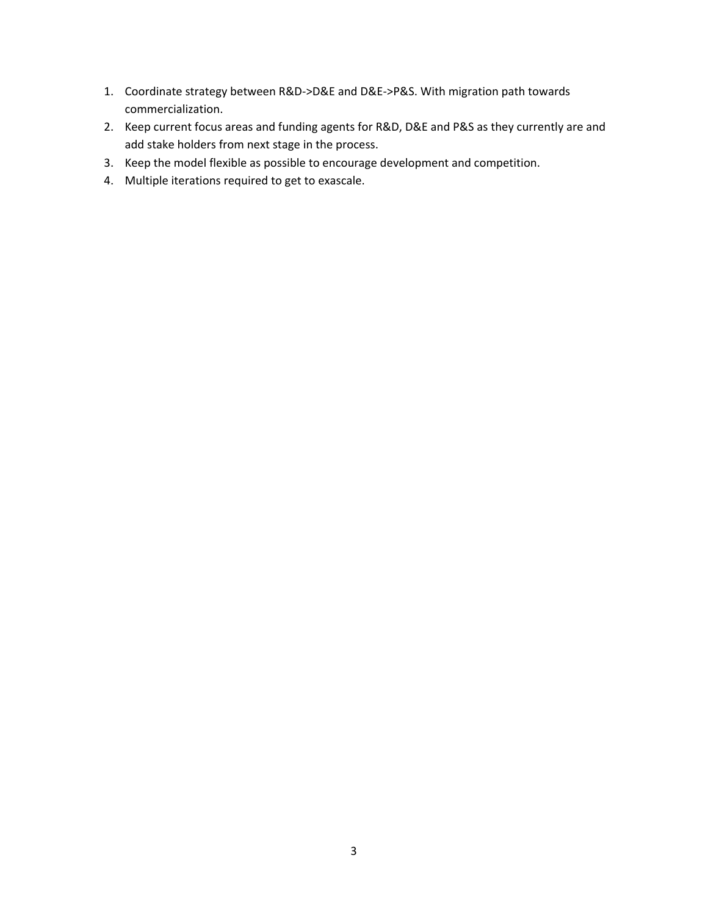1. Coordinate strategy between R&D->D&E and D&E->P&S. With migration path towards commercialization.
2. Keep current focus areas and funding agents for R&D, D&E and P&S as they currently are and add stake holders from next stage in the process.
3. Keep the model flexible as possible to encourage development and competition.
4. Multiple iterations required to get to exascale.